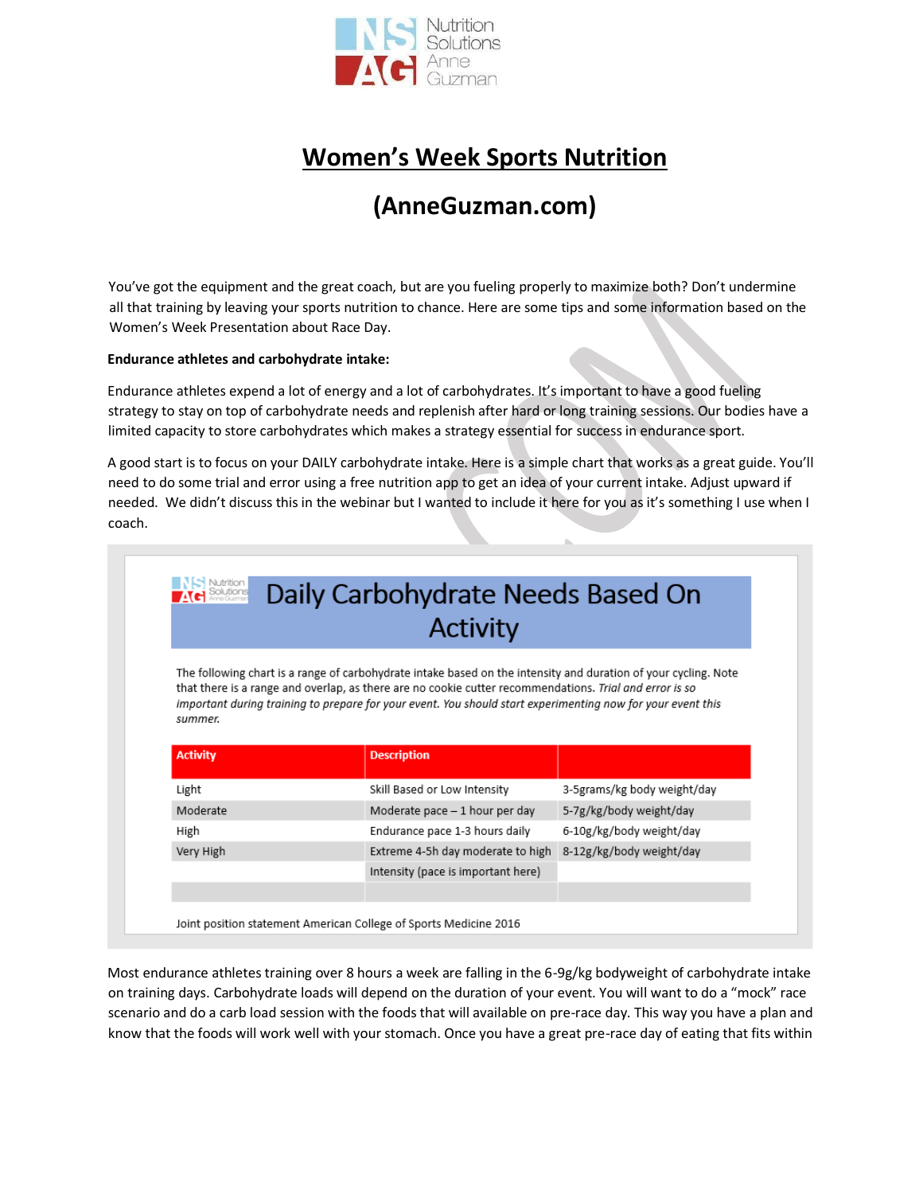# Women's Week Sports Nutrition

# (AnneGuzman.com)

You've got the equipment and the great coach, but are you fueling properly to maximize both? Don't undermine all that training by leaving your sports nutrition to chance. Here are some tips and some information based on the Women's Week Presentation about Race Day.

**Endurance athletes and carbohydrate intake:**

Endurance athletes expend a lot of energy and a lot of carbohydrates. It's important to have a good fueling strategy to stay on top of carbohydrate needs and replenish after hard or long training sessions. Our bodies have a limited capacity to store carbohydrates which makes a strategy essential for success in endurance sport.

A good start is to focus on your DAILY carbohydrate intake. Here is a simple chart that works as a great guide. You'll need to do some trial and error using a free nutrition app to get an idea of your current intake. Adjust upward if needed. We didn't discuss this in the webinar but I wanted to include it here for you as it's something I use when I coach.

## Daily Carbohydrate Needs Based On Activity

The following chart is a range of carbohydrate intake based on the intensity and duration of your cycling. Note that there is a range and overlap, as there are no cookie cutter recommendations. *Trial and error is so important during training to prepare for your event. You should start experimenting now for your event this summer.*

| Activity | Description | |
|---|---|---|
| Light | Skill Based or Low Intensity | 3-5grams/kg body weight/day |
| Moderate | Moderate pace – 1 hour per day | 5-7g/kg/body weight/day |
| High | Endurance pace 1-3 hours daily | 6-10g/kg/body weight/day |
| Very High | Extreme 4-5h day moderate to high Intensity (pace is important here) | 8-12g/kg/body weight/day |
| | | |

Joint position statement American College of Sports Medicine 2016

Most endurance athletes training over 8 hours a week are falling in the 6-9g/kg bodyweight of carbohydrate intake on training days. Carbohydrate loads will depend on the duration of your event. You will want to do a "mock" race scenario and do a carb load session with the foods that will available on pre-race day. This way you have a plan and know that the foods will work well with your stomach. Once you have a great pre-race day of eating that fits within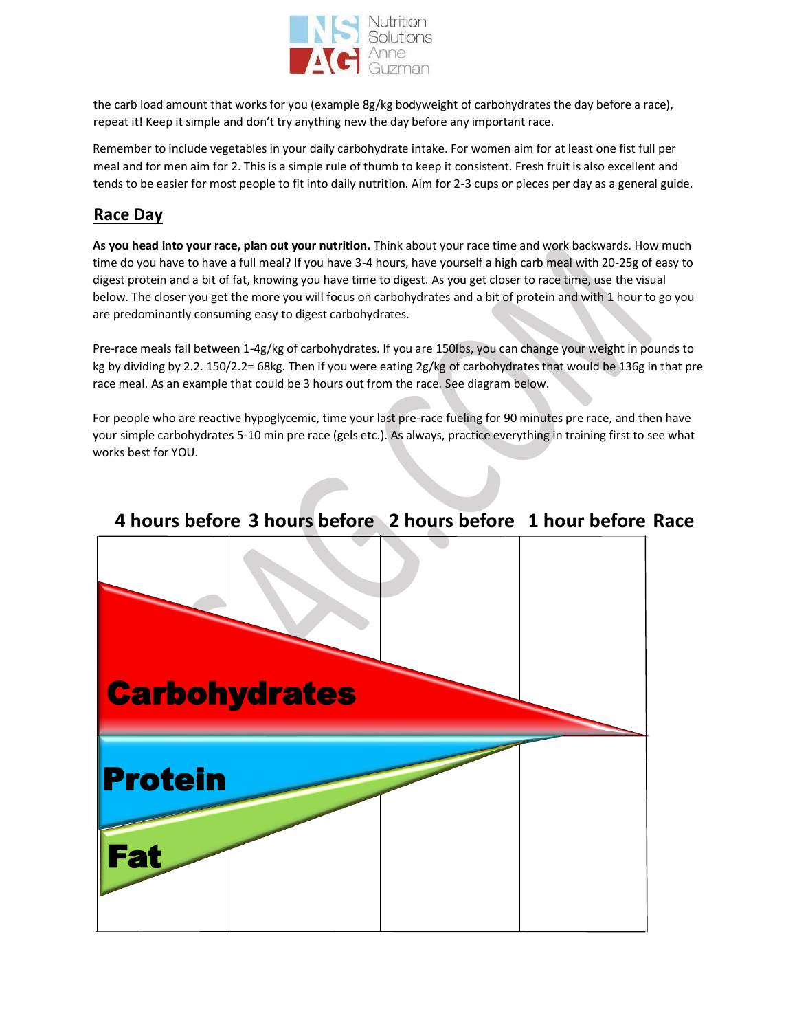the carb load amount that works for you (example 8g/kg bodyweight of carbohydrates the day before a race), repeat it! Keep it simple and don't try anything new the day before any important race.

Remember to include vegetables in your daily carbohydrate intake. For women aim for at least one fist full per meal and for men aim for 2. This is a simple rule of thumb to keep it consistent. Fresh fruit is also excellent and tends to be easier for most people to fit into daily nutrition. Aim for 2-3 cups or pieces per day as a general guide.

## Race Day

**As you head into your race, plan out your nutrition.** Think about your race time and work backwards. How much time do you have to have a full meal? If you have 3-4 hours, have yourself a high carb meal with 20-25g of easy to digest protein and a bit of fat, knowing you have time to digest. As you get closer to race time, use the visual below. The closer you get the more you will focus on carbohydrates and a bit of protein and with 1 hour to go you are predominantly consuming easy to digest carbohydrates.

Pre-race meals fall between 1-4g/kg of carbohydrates. If you are 150lbs, you can change your weight in pounds to kg by dividing by 2.2. 150/2.2= 68kg. Then if you were eating 2g/kg of carbohydrates that would be 136g in that pre race meal. As an example that could be 3 hours out from the race. See diagram below.

For people who are reactive hypoglycemic, time your last pre-race fueling for 90 minutes pre race, and then have your simple carbohydrates 5-10 min pre race (gels etc.). As always, practice everything in training first to see what works best for YOU.

**4 hours before | 3 hours before | 2 hours before | 1 hour before | Race**

**Carbohydrates**

**Protein**

**Fat**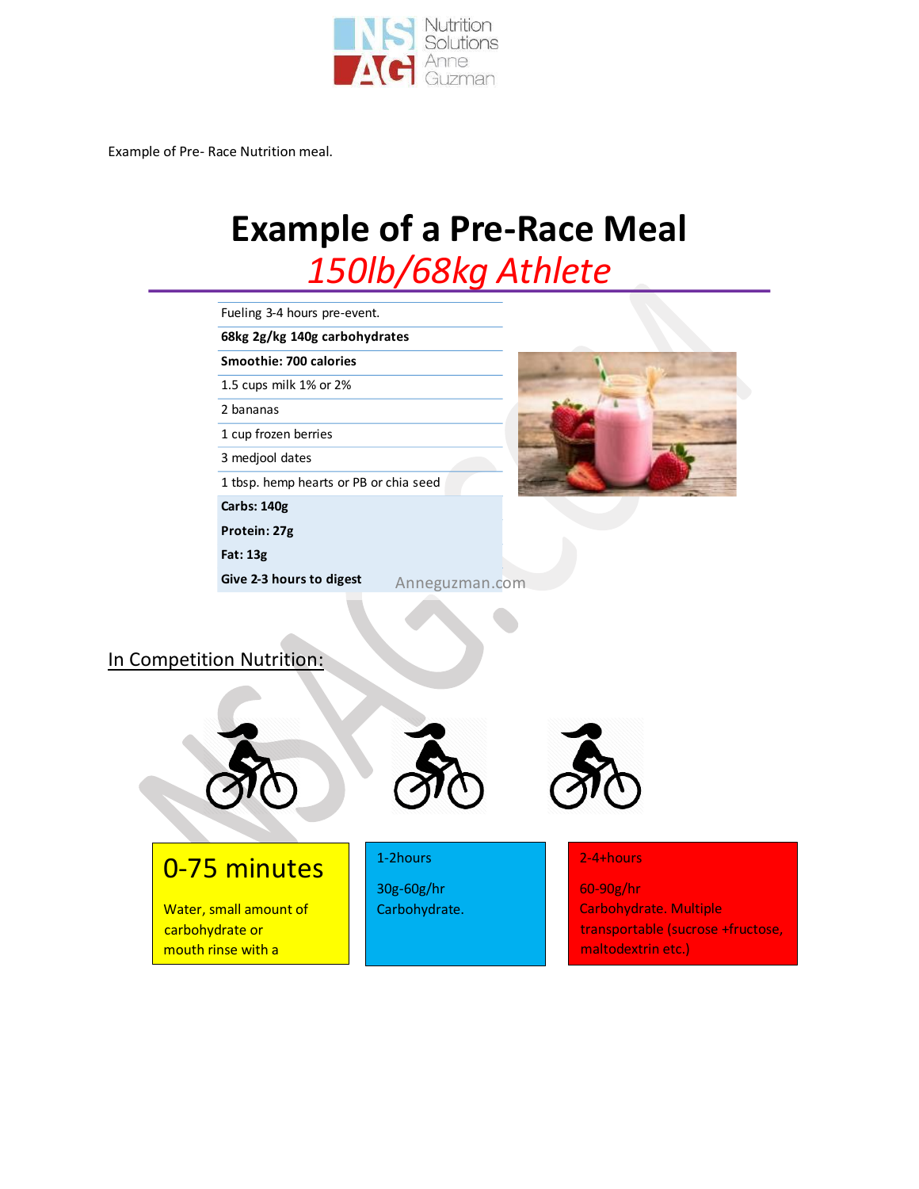Example of Pre- Race Nutrition meal.

# Example of a Pre-Race Meal

## *150lb/68kg Athlete*

| Fueling 3-4 hours pre-event. |
|---|
| **68kg 2g/kg 140g carbohydrates** |
| **Smoothie: 700 calories** |
| 1.5 cups milk 1% or 2% |
| 2 bananas |
| 1 cup frozen berries |
| 3 medjool dates |
| 1 tbsp. hemp hearts or PB or chia seed |
| **Carbs: 140g** |
| **Protein: 27g** |
| **Fat: 13g** |
| **Give 2-3 hours to digest** |

Anneguzman.com

## In Competition Nutrition:

**0-75 minutes**

Water, small amount of carbohydrate or mouth rinse with a

**1-2hours**

30g-60g/hr Carbohydrate.

**2-4+hours**

60-90g/hr Carbohydrate. Multiple transportable (sucrose +fructose, maltodextrin etc.)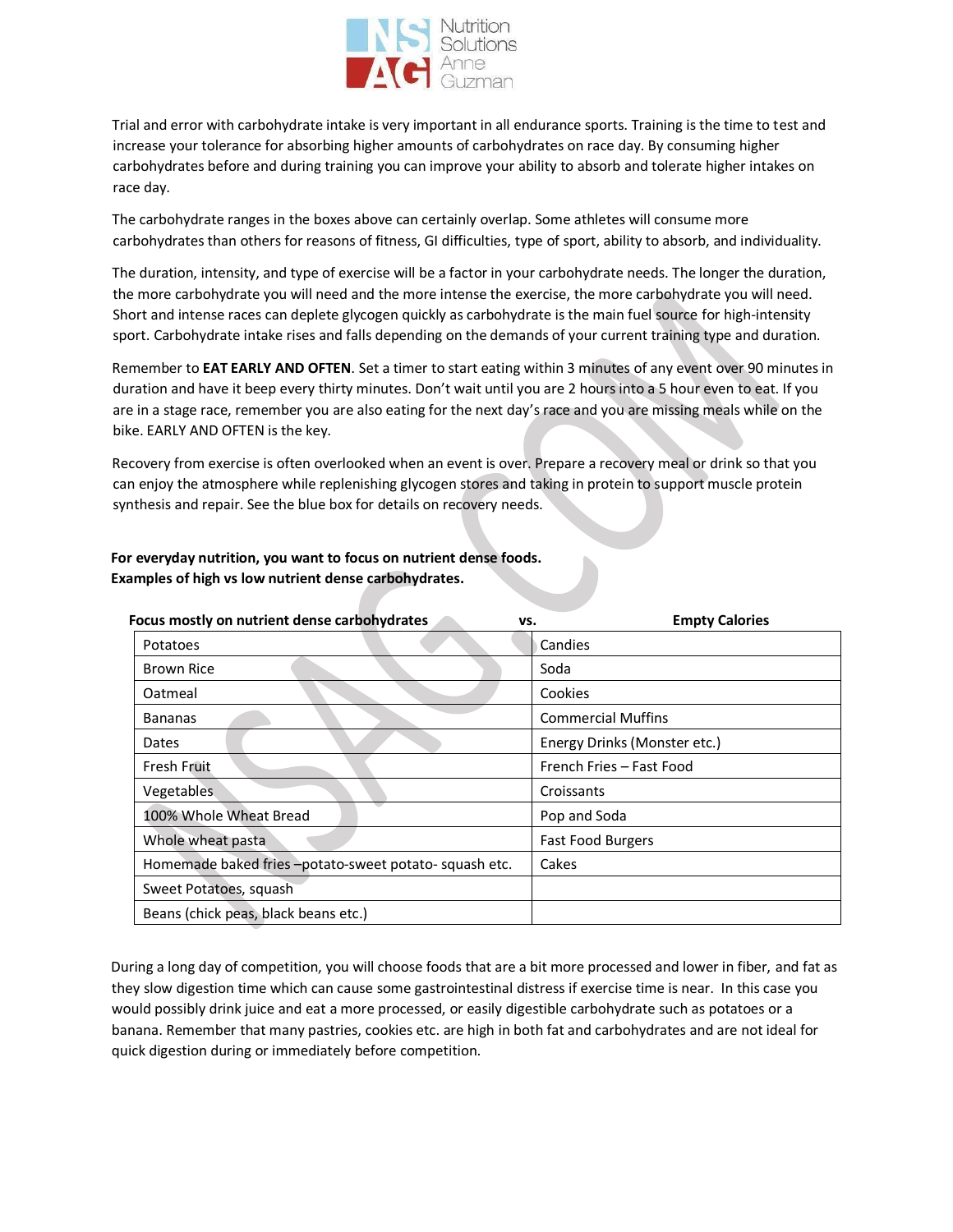Trial and error with carbohydrate intake is very important in all endurance sports. Training is the time to test and increase your tolerance for absorbing higher amounts of carbohydrates on race day. By consuming higher carbohydrates before and during training you can improve your ability to absorb and tolerate higher intakes on race day.

The carbohydrate ranges in the boxes above can certainly overlap. Some athletes will consume more carbohydrates than others for reasons of fitness, GI difficulties, type of sport, ability to absorb, and individuality.

The duration, intensity, and type of exercise will be a factor in your carbohydrate needs. The longer the duration, the more carbohydrate you will need and the more intense the exercise, the more carbohydrate you will need. Short and intense races can deplete glycogen quickly as carbohydrate is the main fuel source for high-intensity sport. Carbohydrate intake rises and falls depending on the demands of your current training type and duration.

Remember to **EAT EARLY AND OFTEN**. Set a timer to start eating within 3 minutes of any event over 90 minutes in duration and have it beep every thirty minutes. Don't wait until you are 2 hours into a 5 hour even to eat. If you are in a stage race, remember you are also eating for the next day's race and you are missing meals while on the bike. EARLY AND OFTEN is the key.

Recovery from exercise is often overlooked when an event is over. Prepare a recovery meal or drink so that you can enjoy the atmosphere while replenishing glycogen stores and taking in protein to support muscle protein synthesis and repair. See the blue box for details on recovery needs.

**For everyday nutrition, you want to focus on nutrient dense foods.**
**Examples of high vs low nutrient dense carbohydrates.**

| Focus mostly on nutrient dense carbohydrates vs. | Empty Calories |
|---|---|
| Potatoes | Candies |
| Brown Rice | Soda |
| Oatmeal | Cookies |
| Bananas | Commercial Muffins |
| Dates | Energy Drinks (Monster etc.) |
| Fresh Fruit | French Fries – Fast Food |
| Vegetables | Croissants |
| 100% Whole Wheat Bread | Pop and Soda |
| Whole wheat pasta | Fast Food Burgers |
| Homemade baked fries –potato-sweet potato- squash etc. | Cakes |
| Sweet Potatoes, squash | |
| Beans (chick peas, black beans etc.) | |

During a long day of competition, you will choose foods that are a bit more processed and lower in fiber, and fat as they slow digestion time which can cause some gastrointestinal distress if exercise time is near. In this case you would possibly drink juice and eat a more processed, or easily digestible carbohydrate such as potatoes or a banana. Remember that many pastries, cookies etc. are high in both fat and carbohydrates and are not ideal for quick digestion during or immediately before competition.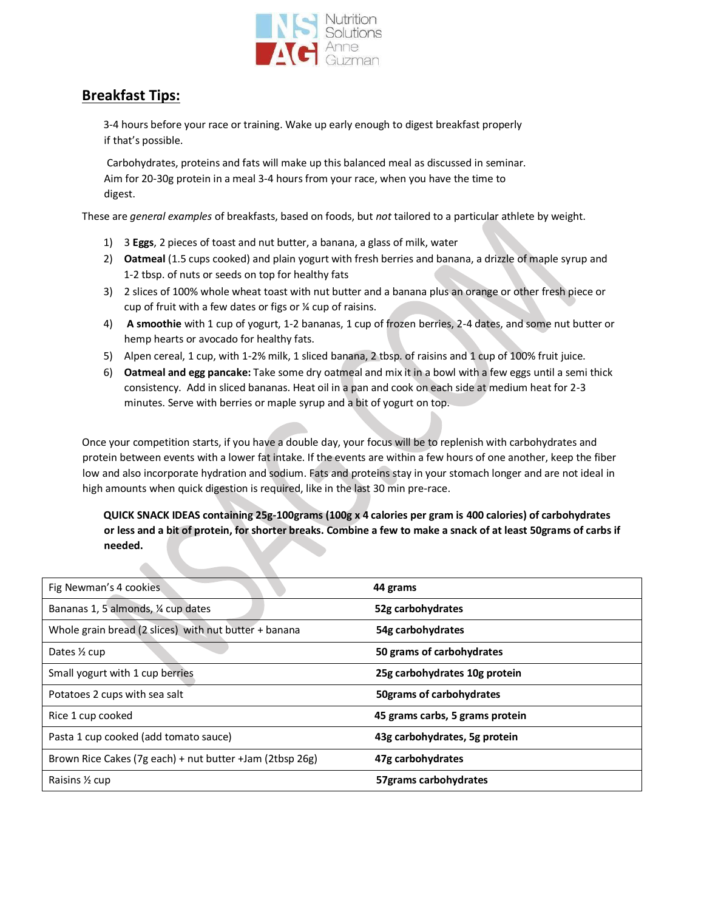## Breakfast Tips:

3-4 hours before your race or training. Wake up early enough to digest breakfast properly if that's possible.

Carbohydrates, proteins and fats will make up this balanced meal as discussed in seminar. Aim for 20-30g protein in a meal 3-4 hours from your race, when you have the time to digest.

These are *general examples* of breakfasts, based on foods, but *not* tailored to a particular athlete by weight.

1) 3 **Eggs**, 2 pieces of toast and nut butter, a banana, a glass of milk, water
2) **Oatmeal** (1.5 cups cooked) and plain yogurt with fresh berries and banana, a drizzle of maple syrup and 1-2 tbsp. of nuts or seeds on top for healthy fats
3) 2 slices of 100% whole wheat toast with nut butter and a banana plus an orange or other fresh piece or cup of fruit with a few dates or figs or ¼ cup of raisins.
4) **A smoothie** with 1 cup of yogurt, 1-2 bananas, 1 cup of frozen berries, 2-4 dates, and some nut butter or hemp hearts or avocado for healthy fats.
5) Alpen cereal, 1 cup, with 1-2% milk, 1 sliced banana, 2 tbsp. of raisins and 1 cup of 100% fruit juice.
6) **Oatmeal and egg pancake:** Take some dry oatmeal and mix it in a bowl with a few eggs until a semi thick consistency. Add in sliced bananas. Heat oil in a pan and cook on each side at medium heat for 2-3 minutes. Serve with berries or maple syrup and a bit of yogurt on top.

Once your competition starts, if you have a double day, your focus will be to replenish with carbohydrates and protein between events with a lower fat intake. If the events are within a few hours of one another, keep the fiber low and also incorporate hydration and sodium. Fats and proteins stay in your stomach longer and are not ideal in high amounts when quick digestion is required, like in the last 30 min pre-race.

**QUICK SNACK IDEAS containing 25g-100grams (100g x 4 calories per gram is 400 calories) of carbohydrates or less and a bit of protein, for shorter breaks. Combine a few to make a snack of at least 50grams of carbs if needed.**

| | |
|---|---|
| Fig Newman's 4 cookies | **44 grams** |
| Bananas 1, 5 almonds, ¼ cup dates | **52g carbohydrates** |
| Whole grain bread (2 slices) with nut butter + banana | **54g carbohydrates** |
| Dates ½ cup | **50 grams of carbohydrates** |
| Small yogurt with 1 cup berries | **25g carbohydrates 10g protein** |
| Potatoes 2 cups with sea salt | **50grams of carbohydrates** |
| Rice 1 cup cooked | **45 grams carbs, 5 grams protein** |
| Pasta 1 cup cooked (add tomato sauce) | **43g carbohydrates, 5g protein** |
| Brown Rice Cakes (7g each) + nut butter +Jam (2tbsp 26g) | **47g carbohydrates** |
| Raisins ½ cup | **57grams carbohydrates** |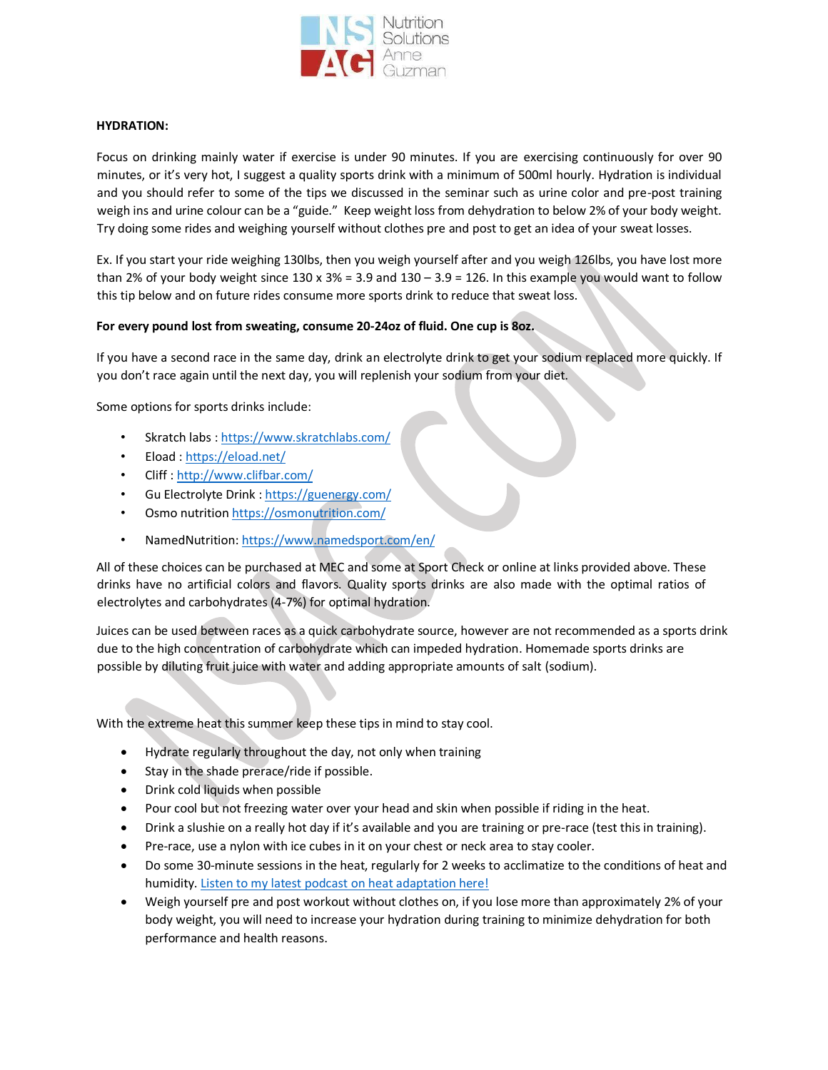**HYDRATION:**

Focus on drinking mainly water if exercise is under 90 minutes. If you are exercising continuously for over 90 minutes, or it's very hot, I suggest a quality sports drink with a minimum of 500ml hourly. Hydration is individual and you should refer to some of the tips we discussed in the seminar such as urine color and pre-post training weigh ins and urine colour can be a "guide." Keep weight loss from dehydration to below 2% of your body weight. Try doing some rides and weighing yourself without clothes pre and post to get an idea of your sweat losses.

Ex. If you start your ride weighing 130lbs, then you weigh yourself after and you weigh 126lbs, you have lost more than 2% of your body weight since 130 x 3% = 3.9 and 130 – 3.9 = 126. In this example you would want to follow this tip below and on future rides consume more sports drink to reduce that sweat loss.

**For every pound lost from sweating, consume 20-24oz of fluid. One cup is 8oz.**

If you have a second race in the same day, drink an electrolyte drink to get your sodium replaced more quickly. If you don't race again until the next day, you will replenish your sodium from your diet.

Some options for sports drinks include:

- Skratch labs : https://www.skratchlabs.com/
- Eload : https://eload.net/
- Cliff : http://www.clifbar.com/
- Gu Electrolyte Drink : https://guenergy.com/
- Osmo nutrition https://osmonutrition.com/
- NamedNutrition: https://www.namedsport.com/en/

All of these choices can be purchased at MEC and some at Sport Check or online at links provided above. These drinks have no artificial colors and flavors. Quality sports drinks are also made with the optimal ratios of electrolytes and carbohydrates (4-7%) for optimal hydration.

Juices can be used between races as a quick carbohydrate source, however are not recommended as a sports drink due to the high concentration of carbohydrate which can impeded hydration. Homemade sports drinks are possible by diluting fruit juice with water and adding appropriate amounts of salt (sodium).

With the extreme heat this summer keep these tips in mind to stay cool.

- Hydrate regularly throughout the day, not only when training
- Stay in the shade prerace/ride if possible.
- Drink cold liquids when possible
- Pour cool but not freezing water over your head and skin when possible if riding in the heat.
- Drink a slushie on a really hot day if it's available and you are training or pre-race (test this in training).
- Pre-race, use a nylon with ice cubes in it on your chest or neck area to stay cooler.
- Do some 30-minute sessions in the heat, regularly for 2 weeks to acclimatize to the conditions of heat and humidity. Listen to my latest podcast on heat adaptation here!
- Weigh yourself pre and post workout without clothes on, if you lose more than approximately 2% of your body weight, you will need to increase your hydration during training to minimize dehydration for both performance and health reasons.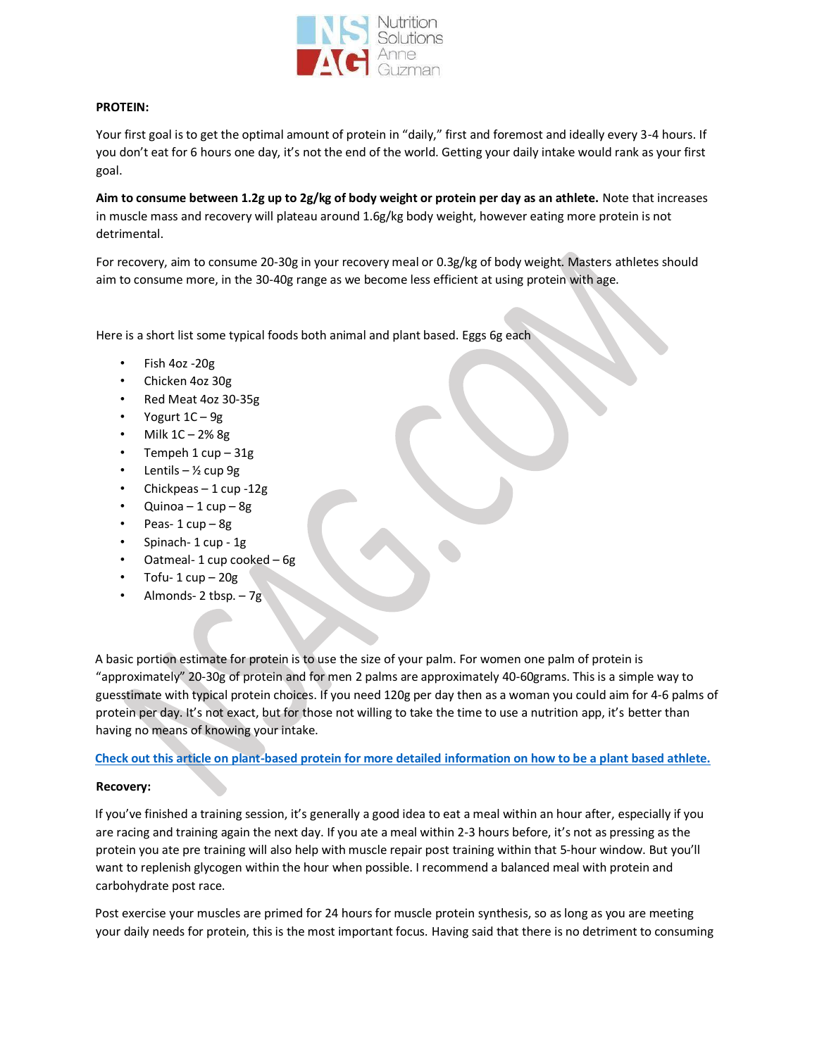**PROTEIN:**

Your first goal is to get the optimal amount of protein in "daily," first and foremost and ideally every 3-4 hours. If you don't eat for 6 hours one day, it's not the end of the world. Getting your daily intake would rank as your first goal.

**Aim to consume between 1.2g up to 2g/kg of body weight or protein per day as an athlete.** Note that increases in muscle mass and recovery will plateau around 1.6g/kg body weight, however eating more protein is not detrimental.

For recovery, aim to consume 20-30g in your recovery meal or 0.3g/kg of body weight. Masters athletes should aim to consume more, in the 30-40g range as we become less efficient at using protein with age.

Here is a short list some typical foods both animal and plant based. Eggs 6g each

- Fish 4oz -20g
- Chicken 4oz 30g
- Red Meat 4oz 30-35g
- Yogurt 1C – 9g
- Milk 1C – 2% 8g
- Tempeh 1 cup – 31g
- Lentils – ½ cup 9g
- Chickpeas – 1 cup -12g
- Quinoa – 1 cup – 8g
- Peas- 1 cup – 8g
- Spinach- 1 cup - 1g
- Oatmeal- 1 cup cooked – 6g
- Tofu- 1 cup – 20g
- Almonds- 2 tbsp. – 7g

A basic portion estimate for protein is to use the size of your palm. For women one palm of protein is "approximately" 20-30g of protein and for men 2 palms are approximately 40-60grams. This is a simple way to guesstimate with typical protein choices. If you need 120g per day then as a woman you could aim for 4-6 palms of protein per day. It's not exact, but for those not willing to take the time to use a nutrition app, it's better than having no means of knowing your intake.

Check out this article on plant-based protein for more detailed information on how to be a plant based athlete.

**Recovery:**

If you've finished a training session, it's generally a good idea to eat a meal within an hour after, especially if you are racing and training again the next day. If you ate a meal within 2-3 hours before, it's not as pressing as the protein you ate pre training will also help with muscle repair post training within that 5-hour window. But you'll want to replenish glycogen within the hour when possible. I recommend a balanced meal with protein and carbohydrate post race.

Post exercise your muscles are primed for 24 hours for muscle protein synthesis, so as long as you are meeting your daily needs for protein, this is the most important focus. Having said that there is no detriment to consuming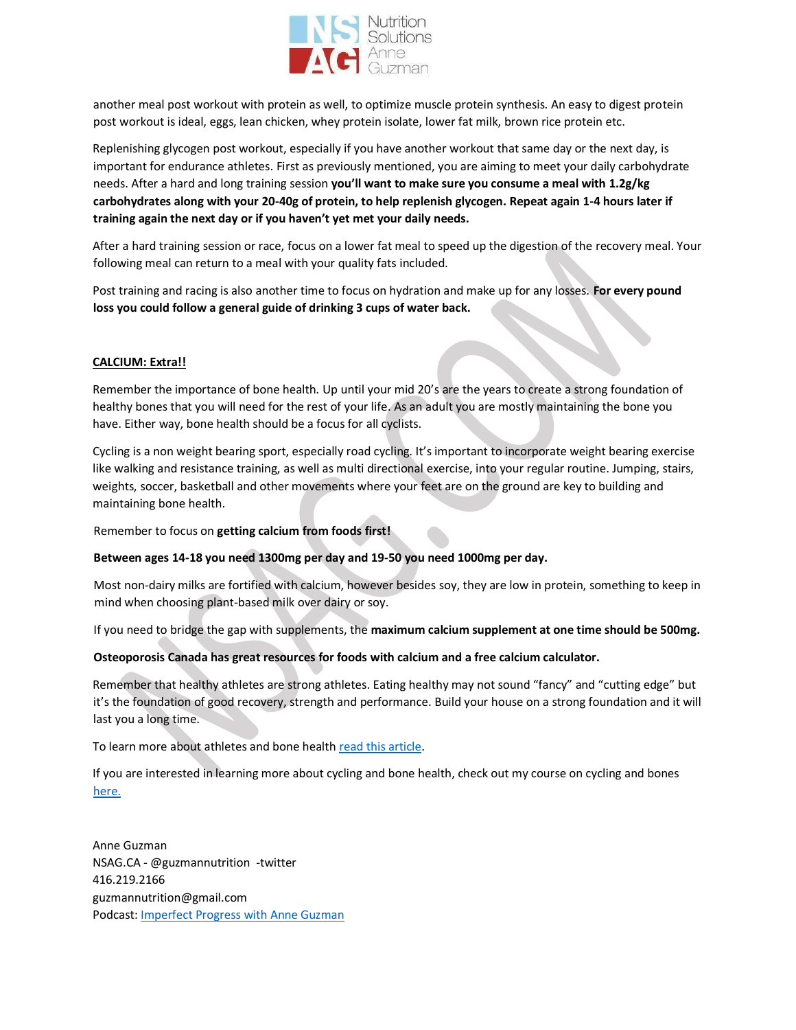another meal post workout with protein as well, to optimize muscle protein synthesis. An easy to digest protein post workout is ideal, eggs, lean chicken, whey protein isolate, lower fat milk, brown rice protein etc.

Replenishing glycogen post workout, especially if you have another workout that same day or the next day, is important for endurance athletes. First as previously mentioned, you are aiming to meet your daily carbohydrate needs. After a hard and long training session **you'll want to make sure you consume a meal with 1.2g/kg carbohydrates along with your 20-40g of protein, to help replenish glycogen. Repeat again 1-4 hours later if training again the next day or if you haven't yet met your daily needs.**

After a hard training session or race, focus on a lower fat meal to speed up the digestion of the recovery meal. Your following meal can return to a meal with your quality fats included.

Post training and racing is also another time to focus on hydration and make up for any losses. **For every pound loss you could follow a general guide of drinking 3 cups of water back.**

**CALCIUM: Extra!!**

Remember the importance of bone health. Up until your mid 20's are the years to create a strong foundation of healthy bones that you will need for the rest of your life. As an adult you are mostly maintaining the bone you have. Either way, bone health should be a focus for all cyclists.

Cycling is a non weight bearing sport, especially road cycling. It's important to incorporate weight bearing exercise like walking and resistance training, as well as multi directional exercise, into your regular routine. Jumping, stairs, weights, soccer, basketball and other movements where your feet are on the ground are key to building and maintaining bone health.

Remember to focus on **getting calcium from foods first!**

**Between ages 14-18 you need 1300mg per day and 19-50 you need 1000mg per day.**

Most non-dairy milks are fortified with calcium, however besides soy, they are low in protein, something to keep in mind when choosing plant-based milk over dairy or soy.

If you need to bridge the gap with supplements, the **maximum calcium supplement at one time should be 500mg.**

**Osteoporosis Canada has great resources for foods with calcium and a free calcium calculator.**

Remember that healthy athletes are strong athletes. Eating healthy may not sound "fancy" and "cutting edge" but it's the foundation of good recovery, strength and performance. Build your house on a strong foundation and it will last you a long time.

To learn more about athletes and bone health read this article.

If you are interested in learning more about cycling and bone health, check out my course on cycling and bones here.

Anne Guzman
NSAG.CA - @guzmannutrition -twitter
416.219.2166
guzmannutrition@gmail.com
Podcast: Imperfect Progress with Anne Guzman